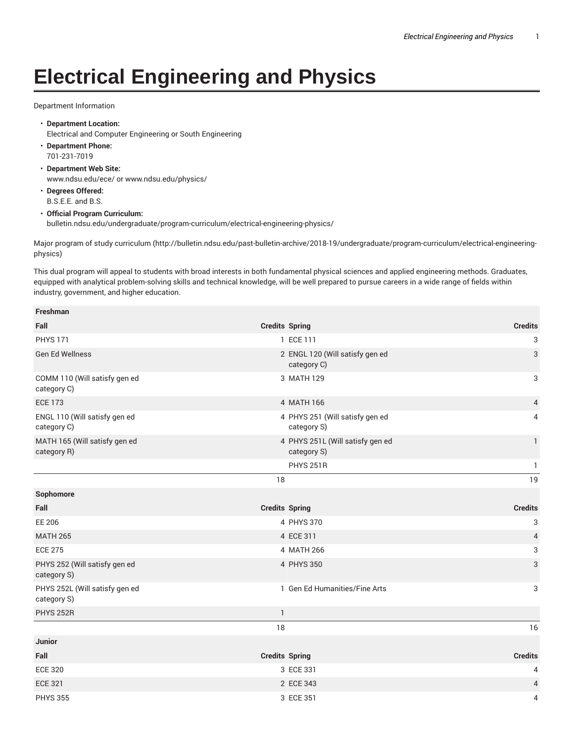# Electrical Engineering and Physics

Department Information

- **Department Location:**
  Electrical and Computer Engineering or South Engineering
- **Department Phone:**
  701-231-7019
- **Department Web Site:**
  www.ndsu.edu/ece/ or www.ndsu.edu/physics/
- **Degrees Offered:**
  B.S.E.E. and B.S.
- **Official Program Curriculum:**
  bulletin.ndsu.edu/undergraduate/program-curriculum/electrical-engineering-physics/

Major program of study curriculum (http://bulletin.ndsu.edu/past-bulletin-archive/2018-19/undergraduate/program-curriculum/electrical-engineering-physics)

This dual program will appeal to students with broad interests in both fundamental physical sciences and applied engineering methods. Graduates, equipped with analytical problem-solving skills and technical knowledge, will be well prepared to pursue careers in a wide range of fields within industry, government, and higher education.

| Freshman | | | |
|---|---|---|---|
| **Fall** | **Credits** | **Spring** | **Credits** |
| PHYS 171 | 1 | ECE 111 | 3 |
| Gen Ed Wellness | 2 | ENGL 120 (Will satisfy gen ed category C) | 3 |
| COMM 110 (Will satisfy gen ed category C) | 3 | MATH 129 | 3 |
| ECE 173 | 4 | MATH 166 | 4 |
| ENGL 110 (Will satisfy gen ed category C) | 4 | PHYS 251 (Will satisfy gen ed category S) | 4 |
| MATH 165 (Will satisfy gen ed category R) | 4 | PHYS 251L (Will satisfy gen ed category S) | 1 |
| | | PHYS 251R | 1 |
| | 18 | | 19 |
| **Sophomore** | | | |
| **Fall** | **Credits** | **Spring** | **Credits** |
| EE 206 | 4 | PHYS 370 | 3 |
| MATH 265 | 4 | ECE 311 | 4 |
| ECE 275 | 4 | MATH 266 | 3 |
| PHYS 252 (Will satisfy gen ed category S) | 4 | PHYS 350 | 3 |
| PHYS 252L (Will satisfy gen ed category S) | 1 | Gen Ed Humanities/Fine Arts | 3 |
| PHYS 252R | 1 | | |
| | 18 | | 16 |
| **Junior** | | | |
| **Fall** | **Credits** | **Spring** | **Credits** |
| ECE 320 | 3 | ECE 331 | 4 |
| ECE 321 | 2 | ECE 343 | 4 |
| PHYS 355 | 3 | ECE 351 | 4 |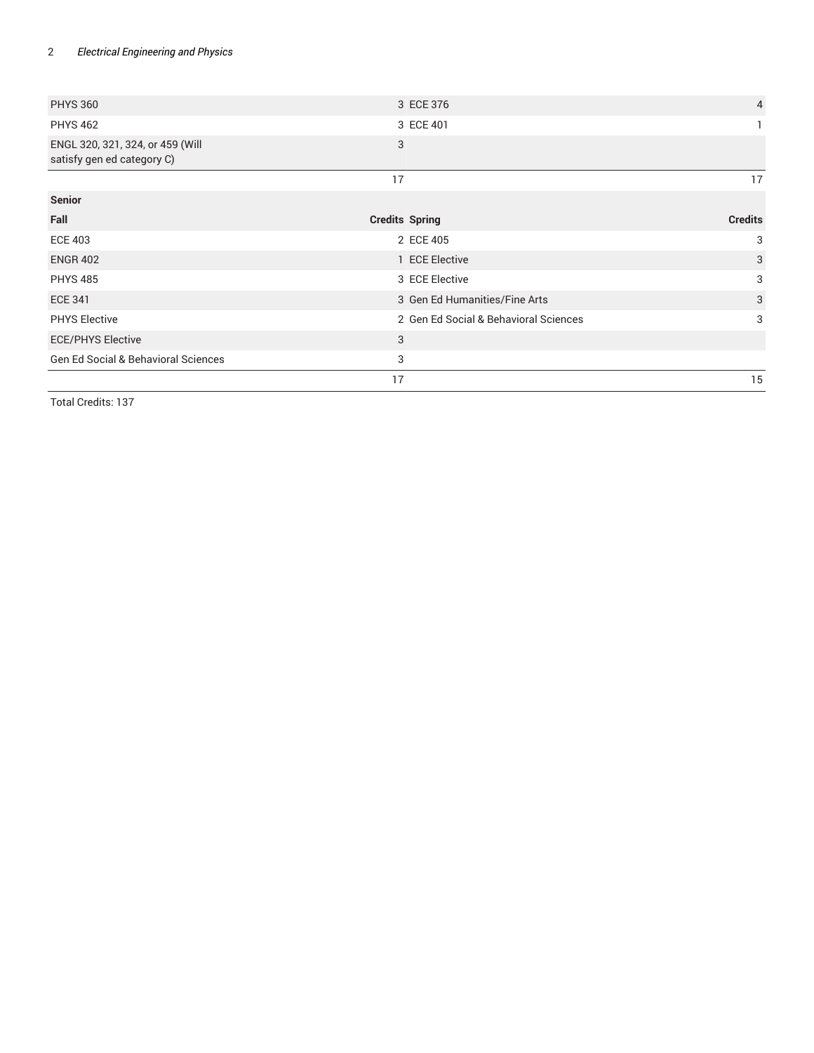| | | | |
|---|---|---|---|
| PHYS 360 | 3 | ECE 376 | 4 |
| PHYS 462 | 3 | ECE 401 | 1 |
| ENGL 320, 321, 324, or 459 (Will satisfy gen ed category C) | 3 | | |
| | 17 | | 17 |
| **Senior** | | | |
| **Fall** | **Credits** | **Spring** | **Credits** |
| ECE 403 | 2 | ECE 405 | 3 |
| ENGR 402 | 1 | ECE Elective | 3 |
| PHYS 485 | 3 | ECE Elective | 3 |
| ECE 341 | 3 | Gen Ed Humanities/Fine Arts | 3 |
| PHYS Elective | 2 | Gen Ed Social & Behavioral Sciences | 3 |
| ECE/PHYS Elective | 3 | | |
| Gen Ed Social & Behavioral Sciences | 3 | | |
| | 17 | | 15 |

Total Credits: 137